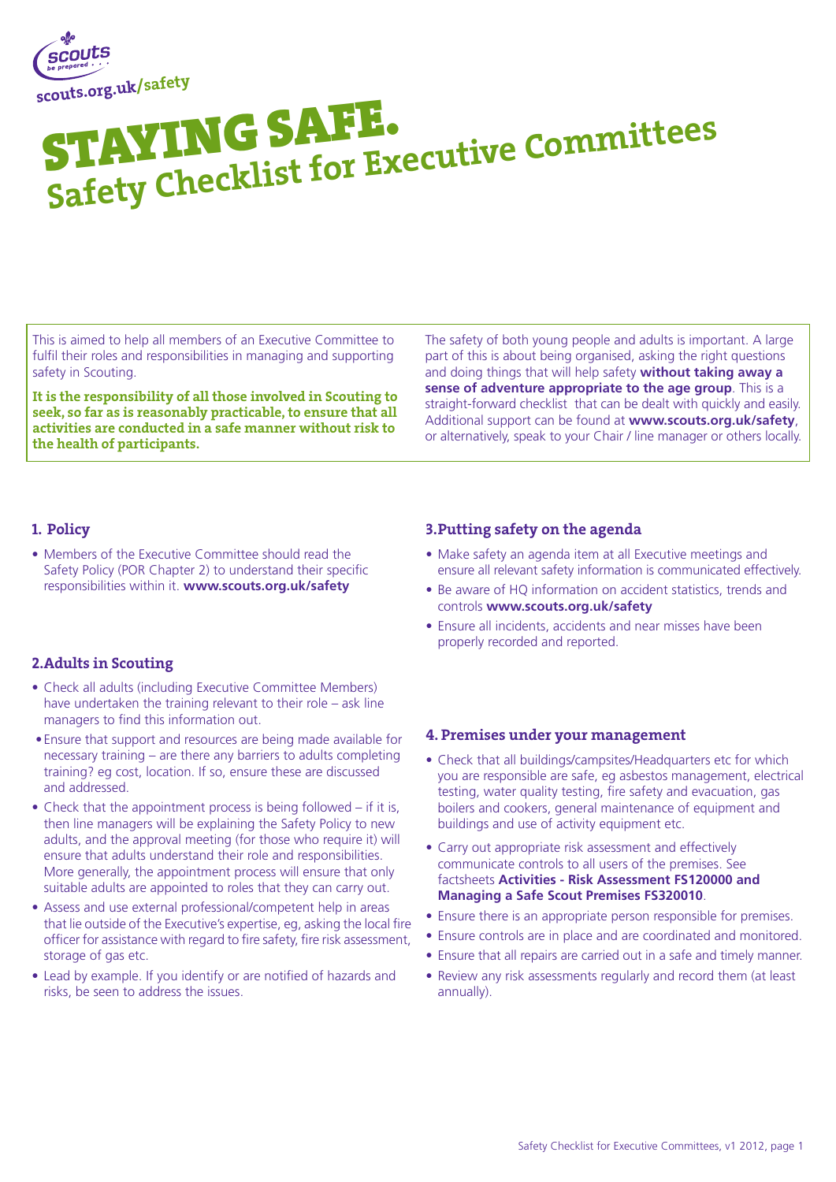scouts.org.uk/safety

# STAYING SAFE.

## Safety Checklist for Executive Committees

This is aimed to help all members of an Executive Committee to fulfil their roles and responsibilities in managing and supporting safety in Scouting.

**It is the responsibility of all those involved in Scouting to seek, so far as is reasonably practicable, to ensure that all activities are conducted in a safe manner without risk to the health of participants.**

The safety of both young people and adults is important. A large part of this is about being organised, asking the right questions and doing things that will help safety **without taking away a sense of adventure appropriate to the age group**. This is a straight-forward checklist that can be dealt with quickly and easily. Additional support can be found at **www.scouts.org.uk/safety**, or alternatively, speak to your Chair / line manager or others locally.

### 1. Policy

- Members of the Executive Committee should read the Safety Policy (POR Chapter 2) to understand their specific responsibilities within it. **www.scouts.org.uk/safety**

### 2. Adults in Scouting

- Check all adults (including Executive Committee Members) have undertaken the training relevant to their role – ask line managers to find this information out.
- Ensure that support and resources are being made available for necessary training – are there any barriers to adults completing training? eg cost, location. If so, ensure these are discussed and addressed.
- Check that the appointment process is being followed – if it is, then line managers will be explaining the Safety Policy to new adults, and the approval meeting (for those who require it) will ensure that adults understand their role and responsibilities. More generally, the appointment process will ensure that only suitable adults are appointed to roles that they can carry out.
- Assess and use external professional/competent help in areas that lie outside of the Executive's expertise, eg, asking the local fire officer for assistance with regard to fire safety, fire risk assessment, storage of gas etc.
- Lead by example. If you identify or are notified of hazards and risks, be seen to address the issues.

### 3. Putting safety on the agenda

- Make safety an agenda item at all Executive meetings and ensure all relevant safety information is communicated effectively.
- Be aware of HQ information on accident statistics, trends and controls **www.scouts.org.uk/safety**
- Ensure all incidents, accidents and near misses have been properly recorded and reported.

### 4. Premises under your management

- Check that all buildings/campsites/Headquarters etc for which you are responsible are safe, eg asbestos management, electrical testing, water quality testing, fire safety and evacuation, gas boilers and cookers, general maintenance of equipment and buildings and use of activity equipment etc.
- Carry out appropriate risk assessment and effectively communicate controls to all users of the premises. See factsheets **Activities - Risk Assessment FS120000 and Managing a Safe Scout Premises FS320010**.
- Ensure there is an appropriate person responsible for premises.
- Ensure controls are in place and are coordinated and monitored.
- Ensure that all repairs are carried out in a safe and timely manner.
- Review any risk assessments regularly and record them (at least annually).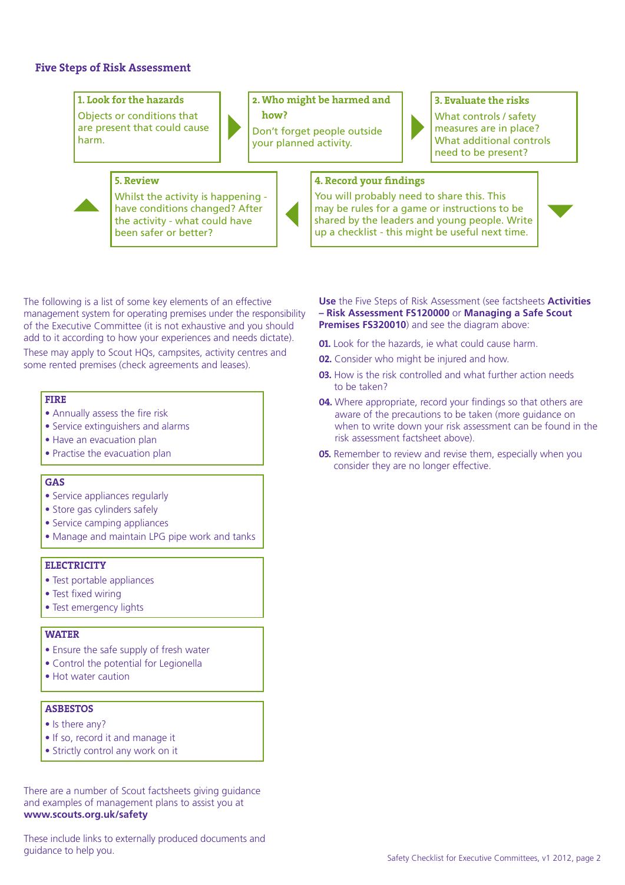## Five Steps of Risk Assessment

**1. Look for the hazards**
Objects or conditions that are present that could cause harm.

**2. Who might be harmed and how?**
Don't forget people outside your planned activity.

**3. Evaluate the risks**
What controls / safety measures are in place? What additional controls need to be present?

**4. Record your findings**
You will probably need to share this. This may be rules for a game or instructions to be shared by the leaders and young people. Write up a checklist - this might be useful next time.

**5. Review**
Whilst the activity is happening - have conditions changed? After the activity - what could have been safer or better?

The following is a list of some key elements of an effective management system for operating premises under the responsibility of the Executive Committee (it is not exhaustive and you should add to it according to how your experiences and needs dictate). These may apply to Scout HQs, campsites, activity centres and some rented premises (check agreements and leases).

**FIRE**
- Annually assess the fire risk
- Service extinguishers and alarms
- Have an evacuation plan
- Practise the evacuation plan

**GAS**
- Service appliances regularly
- Store gas cylinders safely
- Service camping appliances
- Manage and maintain LPG pipe work and tanks

**ELECTRICITY**
- Test portable appliances
- Test fixed wiring
- Test emergency lights

**WATER**
- Ensure the safe supply of fresh water
- Control the potential for Legionella
- Hot water caution

**ASBESTOS**
- Is there any?
- If so, record it and manage it
- Strictly control any work on it

There are a number of Scout factsheets giving guidance and examples of management plans to assist you at **www.scouts.org.uk/safety**

These include links to externally produced documents and guidance to help you.

**Use** the Five Steps of Risk Assessment (see factsheets **Activities – Risk Assessment FS120000** or **Managing a Safe Scout Premises FS320010**) and see the diagram above:

**01.** Look for the hazards, ie what could cause harm.

**02.** Consider who might be injured and how.

**03.** How is the risk controlled and what further action needs to be taken?

**04.** Where appropriate, record your findings so that others are aware of the precautions to be taken (more guidance on when to write down your risk assessment can be found in the risk assessment factsheet above).

**05.** Remember to review and revise them, especially when you consider they are no longer effective.